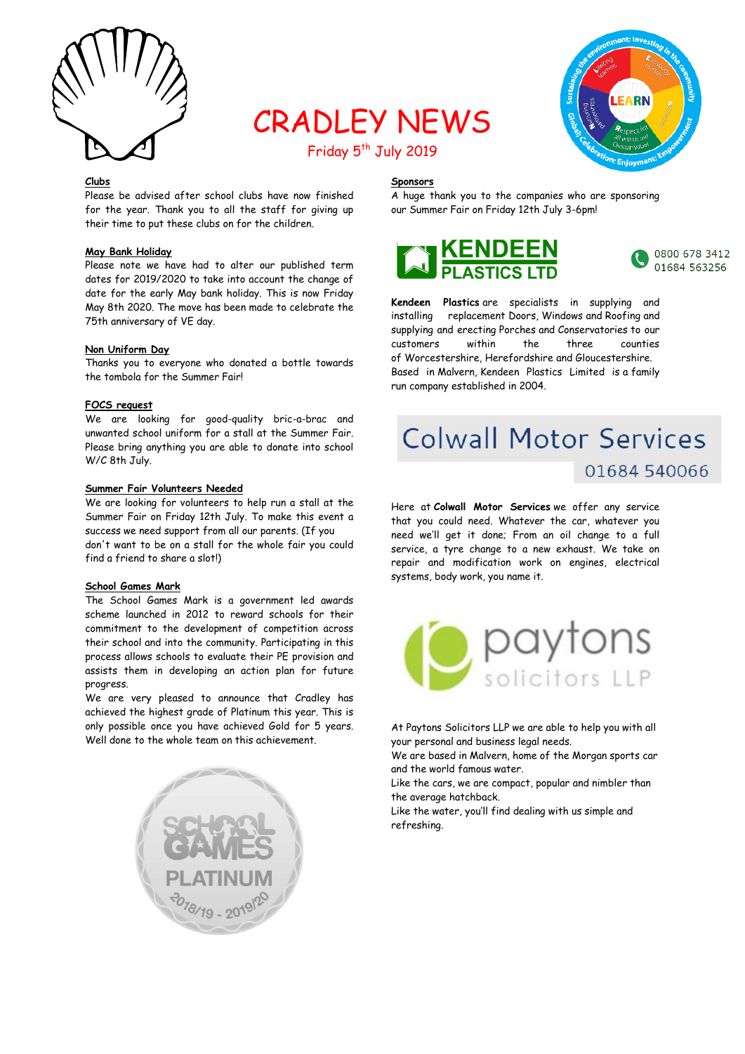# CRADLEY NEWS

Friday 5th July 2019

## Clubs

Please be advised after school clubs have now finished for the year. Thank you to all the staff for giving up their time to put these clubs on for the children.

## May Bank Holiday

Please note we have had to alter our published term dates for 2019/2020 to take into account the change of date for the early May bank holiday. This is now Friday May 8th 2020. The move has been made to celebrate the 75th anniversary of VE day.

## Non Uniform Day

Thanks you to everyone who donated a bottle towards the tombola for the Summer Fair!

## FOCS request

We are looking for good-quality bric-a-brac and unwanted school uniform for a stall at the Summer Fair. Please bring anything you are able to donate into school W/C 8th July.

## Summer Fair Volunteers Needed

We are looking for volunteers to help run a stall at the Summer Fair on Friday 12th July. To make this event a success we need support from all our parents. (If you don't want to be on a stall for the whole fair you could find a friend to share a slot!)

## School Games Mark

The School Games Mark is a government led awards scheme launched in 2012 to reward schools for their commitment to the development of competition across their school and into the community. Participating in this process allows schools to evaluate their PE provision and assists them in developing an action plan for future progress.

We are very pleased to announce that Cradley has achieved the highest grade of Platinum this year. This is only possible once you have achieved Gold for 5 years. Well done to the whole team on this achievement.

SCHOOL GAMES PLATINUM 2018/19 - 2019/20

## Sponsors

A huge thank you to the companies who are sponsoring our Summer Fair on Friday 12th July 3-6pm!

**KENDEEN PLASTICS LTD**

0800 678 3412
01684 563256

**Kendeen Plastics** are specialists in supplying and installing replacement Doors, Windows and Roofing and supplying and erecting Porches and Conservatories to our customers within the three counties of Worcestershire, Herefordshire and Gloucestershire. Based in Malvern, Kendeen Plastics Limited is a family run company established in 2004.

**Colwall Motor Services**

01684 540066

Here at **Colwall Motor Services** we offer any service that you could need. Whatever the car, whatever you need we'll get it done; From an oil change to a full service, a tyre change to a new exhaust. We take on repair and modification work on engines, electrical systems, body work, you name it.

**paytons solicitors LLP**

At Paytons Solicitors LLP we are able to help you with all your personal and business legal needs.

We are based in Malvern, home of the Morgan sports car and the world famous water.

Like the cars, we are compact, popular and nimbler than the average hatchback.

Like the water, you'll find dealing with us simple and refreshing.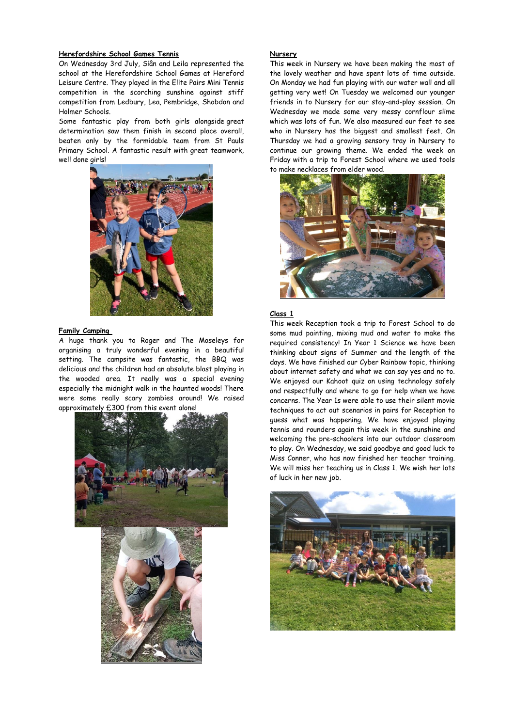## Herefordshire School Games Tennis

On Wednesday 3rd July, Siân and Leila represented the school at the Herefordshire School Games at Hereford Leisure Centre. They played in the Elite Pairs Mini Tennis competition in the scorching sunshine against stiff competition from Ledbury, Lea, Pembridge, Shobdon and Holmer Schools.

Some fantastic play from both girls alongside great determination saw them finish in second place overall, beaten only by the formidable team from St Pauls Primary School. A fantastic result with great teamwork, well done girls!

## Family Camping

A huge thank you to Roger and The Moseleys for organising a truly wonderful evening in a beautiful setting. The campsite was fantastic, the BBQ was delicious and the children had an absolute blast playing in the wooded area. It really was a special evening especially the midnight walk in the haunted woods! There were some really scary zombies around! We raised approximately £300 from this event alone!

## Nursery

This week in Nursery we have been making the most of the lovely weather and have spent lots of time outside. On Monday we had fun playing with our water wall and all getting very wet! On Tuesday we welcomed our younger friends in to Nursery for our stay-and-play session. On Wednesday we made some very messy cornflour slime which was lots of fun. We also measured our feet to see who in Nursery has the biggest and smallest feet. On Thursday we had a growing sensory tray in Nursery to continue our growing theme. We ended the week on Friday with a trip to Forest School where we used tools to make necklaces from elder wood.

## Class 1

This week Reception took a trip to Forest School to do some mud painting, mixing mud and water to make the required consistency! In Year 1 Science we have been thinking about signs of Summer and the length of the days. We have finished our Cyber Rainbow topic, thinking about internet safety and what we can say yes and no to. We enjoyed our Kahoot quiz on using technology safely and respectfully and where to go for help when we have concerns. The Year 1s were able to use their silent movie techniques to act out scenarios in pairs for Reception to guess what was happening. We have enjoyed playing tennis and rounders again this week in the sunshine and welcoming the pre-schoolers into our outdoor classroom to play. On Wednesday, we said goodbye and good luck to Miss Conner, who has now finished her teacher training. We will miss her teaching us in Class 1. We wish her lots of luck in her new job.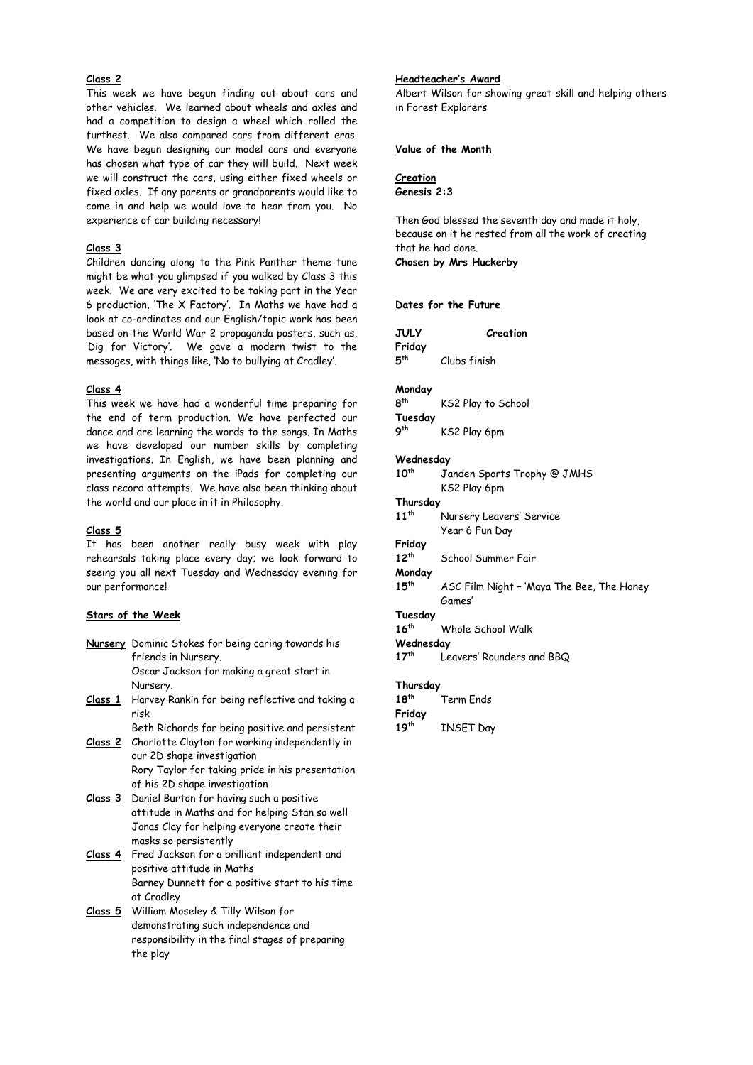**Class 2**

This week we have begun finding out about cars and other vehicles. We learned about wheels and axles and had a competition to design a wheel which rolled the furthest. We also compared cars from different eras. We have begun designing our model cars and everyone has chosen what type of car they will build. Next week we will construct the cars, using either fixed wheels or fixed axles. If any parents or grandparents would like to come in and help we would love to hear from you. No experience of car building necessary!

**Class 3**

Children dancing along to the Pink Panther theme tune might be what you glimpsed if you walked by Class 3 this week. We are very excited to be taking part in the Year 6 production, 'The X Factory'. In Maths we have had a look at co-ordinates and our English/topic work has been based on the World War 2 propaganda posters, such as, 'Dig for Victory'. We gave a modern twist to the messages, with things like, 'No to bullying at Cradley'.

**Class 4**

This week we have had a wonderful time preparing for the end of term production. We have perfected our dance and are learning the words to the songs. In Maths we have developed our number skills by completing investigations. In English, we have been planning and presenting arguments on the iPads for completing our class record attempts. We have also been thinking about the world and our place in it in Philosophy.

**Class 5**

It has been another really busy week with play rehearsals taking place every day; we look forward to seeing you all next Tuesday and Wednesday evening for our performance!

**Stars of the Week**

| | |
|---|---|
| **Nursery** | Dominic Stokes for being caring towards his friends in Nursery. Oscar Jackson for making a great start in Nursery. |
| **Class 1** | Harvey Rankin for being reflective and taking a risk. Beth Richards for being positive and persistent |
| **Class 2** | Charlotte Clayton for working independently in our 2D shape investigation. Rory Taylor for taking pride in his presentation of his 2D shape investigation |
| **Class 3** | Daniel Burton for having such a positive attitude in Maths and for helping Stan so well. Jonas Clay for helping everyone create their masks so persistently |
| **Class 4** | Fred Jackson for a brilliant independent and positive attitude in Maths. Barney Dunnett for a positive start to his time at Cradley |
| **Class 5** | William Moseley & Tilly Wilson for demonstrating such independence and responsibility in the final stages of preparing the play |

**Headteacher's Award**

Albert Wilson for showing great skill and helping others in Forest Explorers

**Value of the Month**

**Creation**
**Genesis 2:3**

Then God blessed the seventh day and made it holy, because on it he rested from all the work of creating that he had done.
**Chosen by Mrs Huckerby**

**Dates for the Future**

**JULY** **Creation**

| | |
|---|---|
| **Friday 5th** | Clubs finish |
| **Monday 8th** | KS2 Play to School |
| **Tuesday 9th** | KS2 Play 6pm |
| **Wednesday 10th** | Janden Sports Trophy @ JMHS; KS2 Play 6pm |
| **Thursday 11th** | Nursery Leavers' Service; Year 6 Fun Day |
| **Friday 12th** | School Summer Fair |
| **Monday 15th** | ASC Film Night – 'Maya The Bee, The Honey Games' |
| **Tuesday 16th** | Whole School Walk |
| **Wednesday 17th** | Leavers' Rounders and BBQ |
| **Thursday 18th** | Term Ends |
| **Friday 19th** | INSET Day |